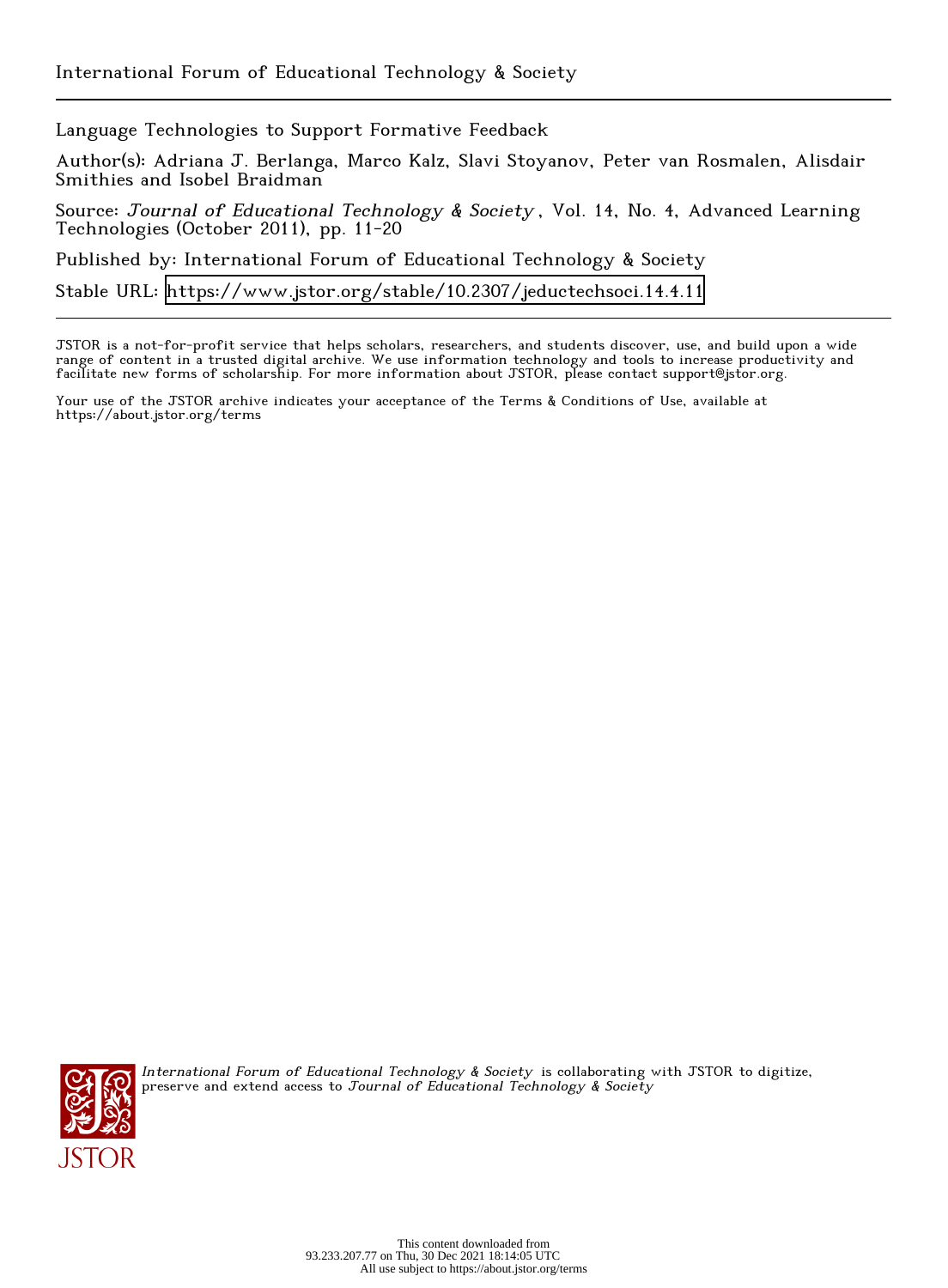International Forum of Educational Technology & Society

Language Technologies to Support Formative Feedback

Author(s): Adriana J. Berlanga, Marco Kalz, Slavi Stoyanov, Peter van Rosmalen, Alisdair Smithies and Isobel Braidman

Source: *Journal of Educational Technology & Society*, Vol. 14, No. 4, Advanced Learning Technologies (October 2011), pp. 11-20

Published by: International Forum of Educational Technology & Society

Stable URL: https://www.jstor.org/stable/10.2307/jeductechsoci.14.4.11

JSTOR is a not-for-profit service that helps scholars, researchers, and students discover, use, and build upon a wide range of content in a trusted digital archive. We use information technology and tools to increase productivity and facilitate new forms of scholarship. For more information about JSTOR, please contact support@jstor.org.

Your use of the JSTOR archive indicates your acceptance of the Terms & Conditions of Use, available at https://about.jstor.org/terms

*International Forum of Educational Technology & Society* is collaborating with JSTOR to digitize, preserve and extend access to *Journal of Educational Technology & Society*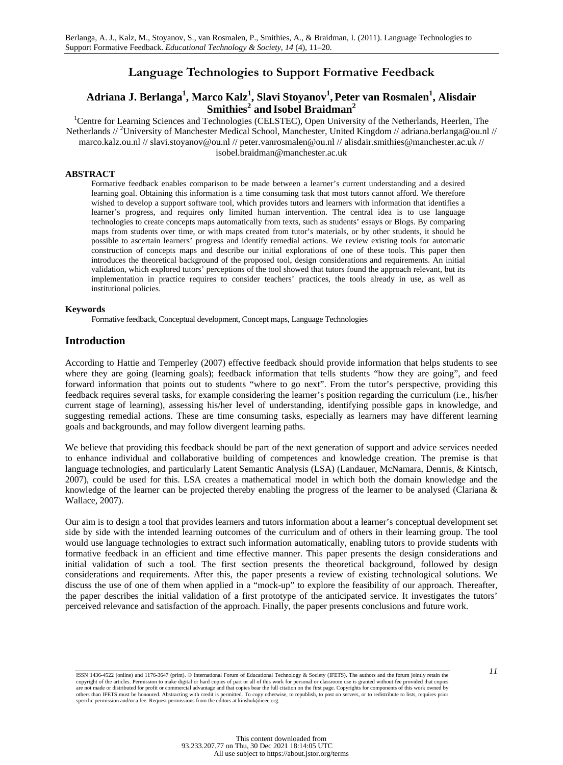# Language Technologies to Support Formative Feedback

## Adriana J. Berlanga[1], Marco Kalz[1], Slavi Stoyanov[1], Peter van Rosmalen[1], Alisdair Smithies[2] and Isobel Braidman[2]

[1]Centre for Learning Sciences and Technologies (CELSTEC), Open University of the Netherlands, Heerlen, The Netherlands // [2]University of Manchester Medical School, Manchester, United Kingdom // adriana.berlanga@ou.nl // marco.kalz.ou.nl // slavi.stoyanov@ou.nl // peter.vanrosmalen@ou.nl // alisdair.smithies@manchester.ac.uk // isobel.braidman@manchester.ac.uk

### ABSTRACT

Formative feedback enables comparison to be made between a learner's current understanding and a desired learning goal. Obtaining this information is a time consuming task that most tutors cannot afford. We therefore wished to develop a support software tool, which provides tutors and learners with information that identifies a learner's progress, and requires only limited human intervention. The central idea is to use language technologies to create concepts maps automatically from texts, such as students' essays or Blogs. By comparing maps from students over time, or with maps created from tutor's materials, or by other students, it should be possible to ascertain learners' progress and identify remedial actions. We review existing tools for automatic construction of concepts maps and describe our initial explorations of one of these tools. This paper then introduces the theoretical background of the proposed tool, design considerations and requirements. An initial validation, which explored tutors' perceptions of the tool showed that tutors found the approach relevant, but its implementation in practice requires to consider teachers' practices, the tools already in use, as well as institutional policies.

### Keywords

Formative feedback, Conceptual development, Concept maps, Language Technologies

## Introduction

According to Hattie and Temperley (2007) effective feedback should provide information that helps students to see where they are going (learning goals); feedback information that tells students "how they are going", and feed forward information that points out to students "where to go next". From the tutor's perspective, providing this feedback requires several tasks, for example considering the learner's position regarding the curriculum (i.e., his/her current stage of learning), assessing his/her level of understanding, identifying possible gaps in knowledge, and suggesting remedial actions. These are time consuming tasks, especially as learners may have different learning goals and backgrounds, and may follow divergent learning paths.

We believe that providing this feedback should be part of the next generation of support and advice services needed to enhance individual and collaborative building of competences and knowledge creation. The premise is that language technologies, and particularly Latent Semantic Analysis (LSA) (Landauer, McNamara, Dennis, & Kintsch, 2007), could be used for this. LSA creates a mathematical model in which both the domain knowledge and the knowledge of the learner can be projected thereby enabling the progress of the learner to be analysed (Clariana & Wallace, 2007).

Our aim is to design a tool that provides learners and tutors information about a learner's conceptual development set side by side with the intended learning outcomes of the curriculum and of others in their learning group. The tool would use language technologies to extract such information automatically, enabling tutors to provide students with formative feedback in an efficient and time effective manner. This paper presents the design considerations and initial validation of such a tool. The first section presents the theoretical background, followed by design considerations and requirements. After this, the paper presents a review of existing technological solutions. We discuss the use of one of them when applied in a "mock-up" to explore the feasibility of our approach. Thereafter, the paper describes the initial validation of a first prototype of the anticipated service. It investigates the tutors' perceived relevance and satisfaction of the approach. Finally, the paper presents conclusions and future work.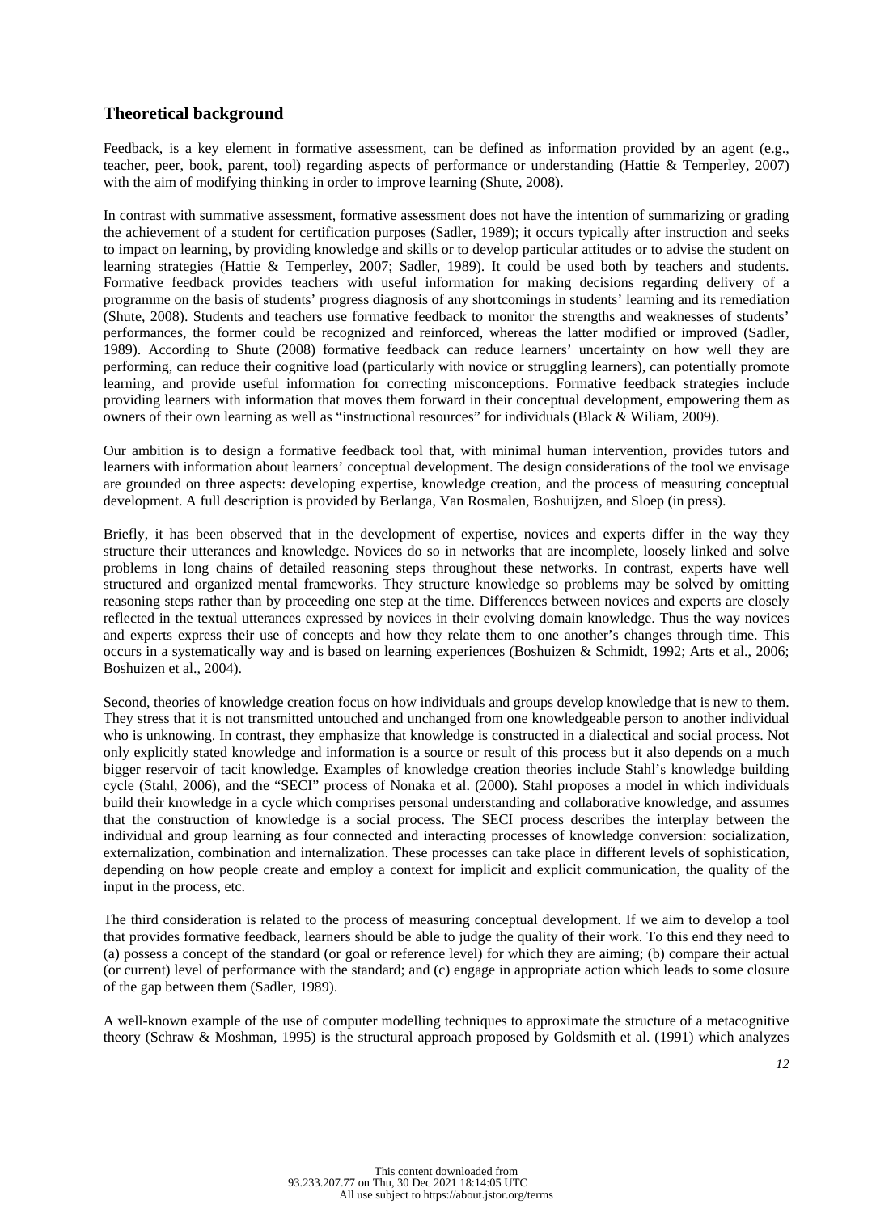## Theoretical background

Feedback, is a key element in formative assessment, can be defined as information provided by an agent (e.g., teacher, peer, book, parent, tool) regarding aspects of performance or understanding (Hattie & Temperley, 2007) with the aim of modifying thinking in order to improve learning (Shute, 2008).

In contrast with summative assessment, formative assessment does not have the intention of summarizing or grading the achievement of a student for certification purposes (Sadler, 1989); it occurs typically after instruction and seeks to impact on learning, by providing knowledge and skills or to develop particular attitudes or to advise the student on learning strategies (Hattie & Temperley, 2007; Sadler, 1989). It could be used both by teachers and students. Formative feedback provides teachers with useful information for making decisions regarding delivery of a programme on the basis of students' progress diagnosis of any shortcomings in students' learning and its remediation (Shute, 2008). Students and teachers use formative feedback to monitor the strengths and weaknesses of students' performances, the former could be recognized and reinforced, whereas the latter modified or improved (Sadler, 1989). According to Shute (2008) formative feedback can reduce learners' uncertainty on how well they are performing, can reduce their cognitive load (particularly with novice or struggling learners), can potentially promote learning, and provide useful information for correcting misconceptions. Formative feedback strategies include providing learners with information that moves them forward in their conceptual development, empowering them as owners of their own learning as well as "instructional resources" for individuals (Black & Wiliam, 2009).

Our ambition is to design a formative feedback tool that, with minimal human intervention, provides tutors and learners with information about learners' conceptual development. The design considerations of the tool we envisage are grounded on three aspects: developing expertise, knowledge creation, and the process of measuring conceptual development. A full description is provided by Berlanga, Van Rosmalen, Boshuijzen, and Sloep (in press).

Briefly, it has been observed that in the development of expertise, novices and experts differ in the way they structure their utterances and knowledge. Novices do so in networks that are incomplete, loosely linked and solve problems in long chains of detailed reasoning steps throughout these networks. In contrast, experts have well structured and organized mental frameworks. They structure knowledge so problems may be solved by omitting reasoning steps rather than by proceeding one step at the time. Differences between novices and experts are closely reflected in the textual utterances expressed by novices in their evolving domain knowledge. Thus the way novices and experts express their use of concepts and how they relate them to one another's changes through time. This occurs in a systematically way and is based on learning experiences (Boshuizen & Schmidt, 1992; Arts et al., 2006; Boshuizen et al., 2004).

Second, theories of knowledge creation focus on how individuals and groups develop knowledge that is new to them. They stress that it is not transmitted untouched and unchanged from one knowledgeable person to another individual who is unknowing. In contrast, they emphasize that knowledge is constructed in a dialectical and social process. Not only explicitly stated knowledge and information is a source or result of this process but it also depends on a much bigger reservoir of tacit knowledge. Examples of knowledge creation theories include Stahl's knowledge building cycle (Stahl, 2006), and the "SECI" process of Nonaka et al. (2000). Stahl proposes a model in which individuals build their knowledge in a cycle which comprises personal understanding and collaborative knowledge, and assumes that the construction of knowledge is a social process. The SECI process describes the interplay between the individual and group learning as four connected and interacting processes of knowledge conversion: socialization, externalization, combination and internalization. These processes can take place in different levels of sophistication, depending on how people create and employ a context for implicit and explicit communication, the quality of the input in the process, etc.

The third consideration is related to the process of measuring conceptual development. If we aim to develop a tool that provides formative feedback, learners should be able to judge the quality of their work. To this end they need to (a) possess a concept of the standard (or goal or reference level) for which they are aiming; (b) compare their actual (or current) level of performance with the standard; and (c) engage in appropriate action which leads to some closure of the gap between them (Sadler, 1989).

A well-known example of the use of computer modelling techniques to approximate the structure of a metacognitive theory (Schraw & Moshman, 1995) is the structural approach proposed by Goldsmith et al. (1991) which analyzes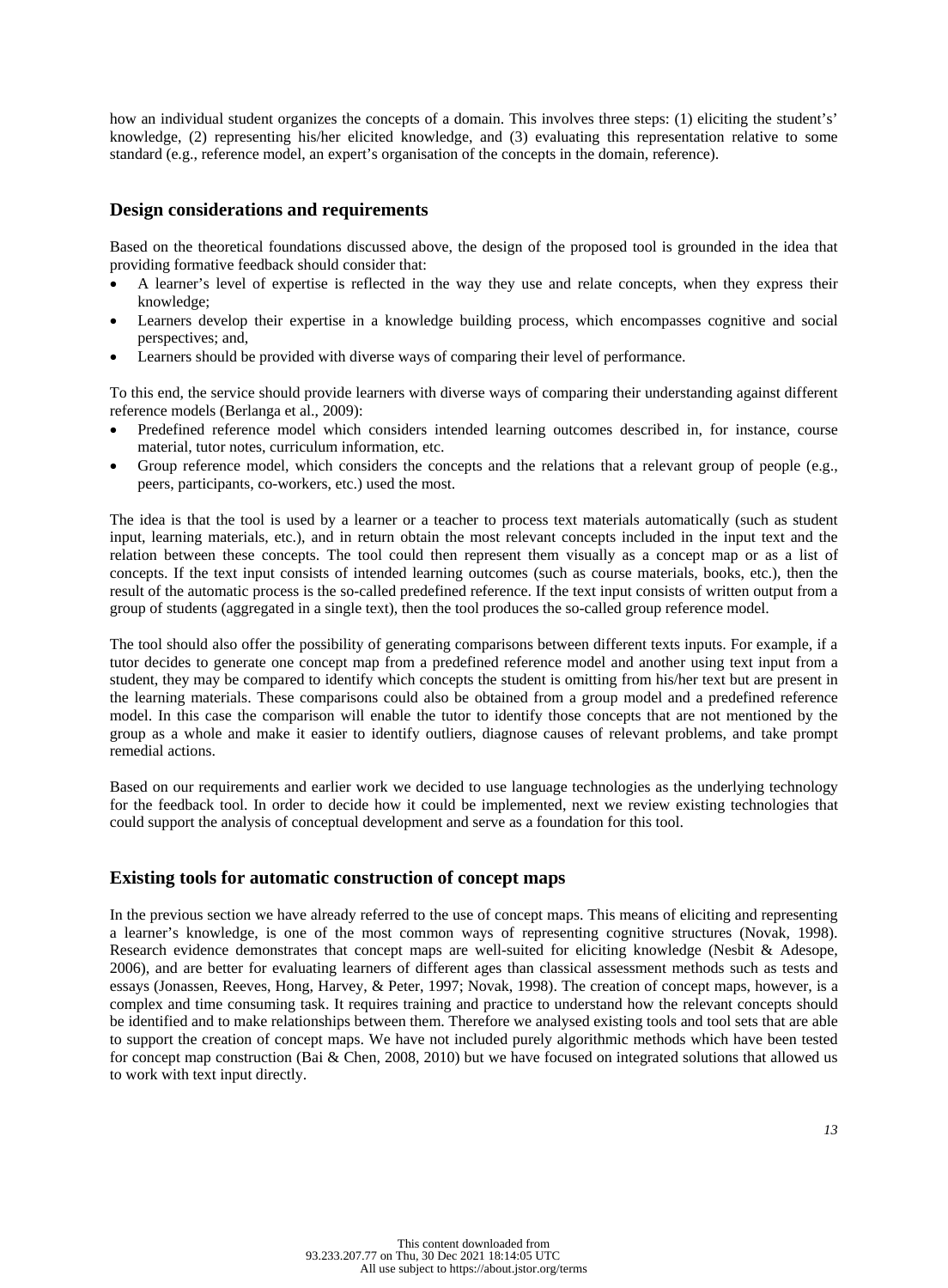how an individual student organizes the concepts of a domain. This involves three steps: (1) eliciting the student's' knowledge, (2) representing his/her elicited knowledge, and (3) evaluating this representation relative to some standard (e.g., reference model, an expert's organisation of the concepts in the domain, reference).

## Design considerations and requirements

Based on the theoretical foundations discussed above, the design of the proposed tool is grounded in the idea that providing formative feedback should consider that:

- A learner's level of expertise is reflected in the way they use and relate concepts, when they express their knowledge;
- Learners develop their expertise in a knowledge building process, which encompasses cognitive and social perspectives; and,
- Learners should be provided with diverse ways of comparing their level of performance.

To this end, the service should provide learners with diverse ways of comparing their understanding against different reference models (Berlanga et al., 2009):

- Predefined reference model which considers intended learning outcomes described in, for instance, course material, tutor notes, curriculum information, etc.
- Group reference model, which considers the concepts and the relations that a relevant group of people (e.g., peers, participants, co-workers, etc.) used the most.

The idea is that the tool is used by a learner or a teacher to process text materials automatically (such as student input, learning materials, etc.), and in return obtain the most relevant concepts included in the input text and the relation between these concepts. The tool could then represent them visually as a concept map or as a list of concepts. If the text input consists of intended learning outcomes (such as course materials, books, etc.), then the result of the automatic process is the so-called predefined reference. If the text input consists of written output from a group of students (aggregated in a single text), then the tool produces the so-called group reference model.

The tool should also offer the possibility of generating comparisons between different texts inputs. For example, if a tutor decides to generate one concept map from a predefined reference model and another using text input from a student, they may be compared to identify which concepts the student is omitting from his/her text but are present in the learning materials. These comparisons could also be obtained from a group model and a predefined reference model. In this case the comparison will enable the tutor to identify those concepts that are not mentioned by the group as a whole and make it easier to identify outliers, diagnose causes of relevant problems, and take prompt remedial actions.

Based on our requirements and earlier work we decided to use language technologies as the underlying technology for the feedback tool. In order to decide how it could be implemented, next we review existing technologies that could support the analysis of conceptual development and serve as a foundation for this tool.

## Existing tools for automatic construction of concept maps

In the previous section we have already referred to the use of concept maps. This means of eliciting and representing a learner's knowledge, is one of the most common ways of representing cognitive structures (Novak, 1998). Research evidence demonstrates that concept maps are well-suited for eliciting knowledge (Nesbit & Adesope, 2006), and are better for evaluating learners of different ages than classical assessment methods such as tests and essays (Jonassen, Reeves, Hong, Harvey, & Peter, 1997; Novak, 1998). The creation of concept maps, however, is a complex and time consuming task. It requires training and practice to understand how the relevant concepts should be identified and to make relationships between them. Therefore we analysed existing tools and tool sets that are able to support the creation of concept maps. We have not included purely algorithmic methods which have been tested for concept map construction (Bai & Chen, 2008, 2010) but we have focused on integrated solutions that allowed us to work with text input directly.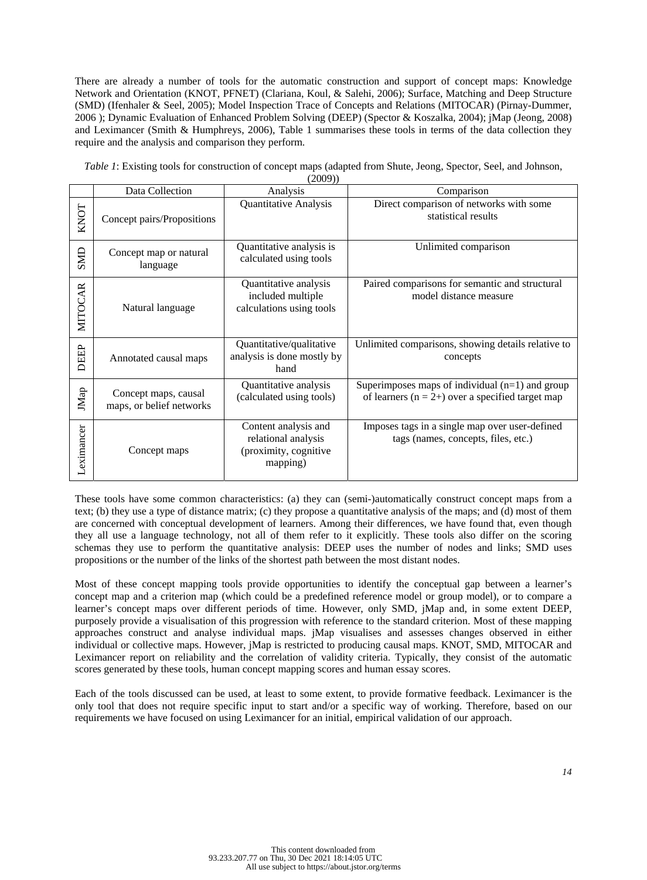There are already a number of tools for the automatic construction and support of concept maps: Knowledge Network and Orientation (KNOT, PFNET) (Clariana, Koul, & Salehi, 2006); Surface, Matching and Deep Structure (SMD) (Ifenhaler & Seel, 2005); Model Inspection Trace of Concepts and Relations (MITOCAR) (Pirnay-Dummer, 2006 ); Dynamic Evaluation of Enhanced Problem Solving (DEEP) (Spector & Koszalka, 2004); jMap (Jeong, 2008) and Leximancer (Smith & Humphreys, 2006), Table 1 summarises these tools in terms of the data collection they require and the analysis and comparison they perform.

*Table 1*: Existing tools for construction of concept maps (adapted from Shute, Jeong, Spector, Seel, and Johnson, (2009))

| | Data Collection | Analysis | Comparison |
|---|---|---|---|
| KNOT | Concept pairs/Propositions | Quantitative Analysis | Direct comparison of networks with some statistical results |
| SMD | Concept map or natural language | Quantitative analysis is calculated using tools | Unlimited comparison |
| MITOCAR | Natural language | Quantitative analysis included multiple calculations using tools | Paired comparisons for semantic and structural model distance measure |
| DEEP | Annotated causal maps | Quantitative/qualitative analysis is done mostly by hand | Unlimited comparisons, showing details relative to concepts |
| JMap | Concept maps, causal maps, or belief networks | Quantitative analysis (calculated using tools) | Superimposes maps of individual (n=1) and group of learners (n = 2+) over a specified target map |
| Leximancer | Concept maps | Content analysis and relational analysis (proximity, cognitive mapping) | Imposes tags in a single map over user-defined tags (names, concepts, files, etc.) |

These tools have some common characteristics: (a) they can (semi-)automatically construct concept maps from a text; (b) they use a type of distance matrix; (c) they propose a quantitative analysis of the maps; and (d) most of them are concerned with conceptual development of learners. Among their differences, we have found that, even though they all use a language technology, not all of them refer to it explicitly. These tools also differ on the scoring schemas they use to perform the quantitative analysis: DEEP uses the number of nodes and links; SMD uses propositions or the number of the links of the shortest path between the most distant nodes.

Most of these concept mapping tools provide opportunities to identify the conceptual gap between a learner's concept map and a criterion map (which could be a predefined reference model or group model), or to compare a learner's concept maps over different periods of time. However, only SMD, jMap and, in some extent DEEP, purposely provide a visualisation of this progression with reference to the standard criterion. Most of these mapping approaches construct and analyse individual maps. jMap visualises and assesses changes observed in either individual or collective maps. However, jMap is restricted to producing causal maps. KNOT, SMD, MITOCAR and Leximancer report on reliability and the correlation of validity criteria. Typically, they consist of the automatic scores generated by these tools, human concept mapping scores and human essay scores.

Each of the tools discussed can be used, at least to some extent, to provide formative feedback. Leximancer is the only tool that does not require specific input to start and/or a specific way of working. Therefore, based on our requirements we have focused on using Leximancer for an initial, empirical validation of our approach.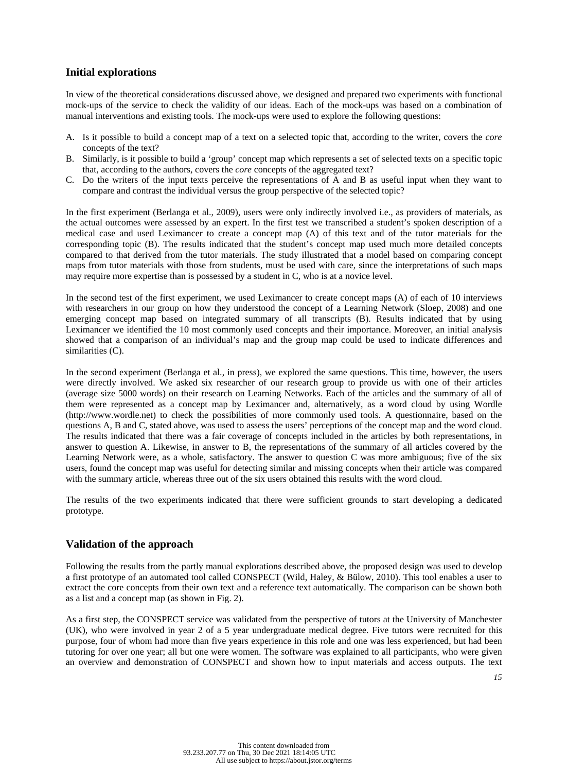## Initial explorations

In view of the theoretical considerations discussed above, we designed and prepared two experiments with functional mock-ups of the service to check the validity of our ideas. Each of the mock-ups was based on a combination of manual interventions and existing tools. The mock-ups were used to explore the following questions:

A. Is it possible to build a concept map of a text on a selected topic that, according to the writer, covers the *core* concepts of the text?
B. Similarly, is it possible to build a 'group' concept map which represents a set of selected texts on a specific topic that, according to the authors, covers the *core* concepts of the aggregated text?
C. Do the writers of the input texts perceive the representations of A and B as useful input when they want to compare and contrast the individual versus the group perspective of the selected topic?

In the first experiment (Berlanga et al., 2009), users were only indirectly involved i.e., as providers of materials, as the actual outcomes were assessed by an expert. In the first test we transcribed a student's spoken description of a medical case and used Leximancer to create a concept map (A) of this text and of the tutor materials for the corresponding topic (B). The results indicated that the student's concept map used much more detailed concepts compared to that derived from the tutor materials. The study illustrated that a model based on comparing concept maps from tutor materials with those from students, must be used with care, since the interpretations of such maps may require more expertise than is possessed by a student in C, who is at a novice level.

In the second test of the first experiment, we used Leximancer to create concept maps (A) of each of 10 interviews with researchers in our group on how they understood the concept of a Learning Network (Sloep, 2008) and one emerging concept map based on integrated summary of all transcripts (B). Results indicated that by using Leximancer we identified the 10 most commonly used concepts and their importance. Moreover, an initial analysis showed that a comparison of an individual's map and the group map could be used to indicate differences and similarities (C).

In the second experiment (Berlanga et al., in press), we explored the same questions. This time, however, the users were directly involved. We asked six researcher of our research group to provide us with one of their articles (average size 5000 words) on their research on Learning Networks. Each of the articles and the summary of all of them were represented as a concept map by Leximancer and, alternatively, as a word cloud by using Wordle (http://www.wordle.net) to check the possibilities of more commonly used tools. A questionnaire, based on the questions A, B and C, stated above, was used to assess the users' perceptions of the concept map and the word cloud. The results indicated that there was a fair coverage of concepts included in the articles by both representations, in answer to question A. Likewise, in answer to B, the representations of the summary of all articles covered by the Learning Network were, as a whole, satisfactory. The answer to question C was more ambiguous; five of the six users, found the concept map was useful for detecting similar and missing concepts when their article was compared with the summary article, whereas three out of the six users obtained this results with the word cloud.

The results of the two experiments indicated that there were sufficient grounds to start developing a dedicated prototype.

## Validation of the approach

Following the results from the partly manual explorations described above, the proposed design was used to develop a first prototype of an automated tool called CONSPECT (Wild, Haley, & Bülow, 2010). This tool enables a user to extract the core concepts from their own text and a reference text automatically. The comparison can be shown both as a list and a concept map (as shown in Fig. 2).

As a first step, the CONSPECT service was validated from the perspective of tutors at the University of Manchester (UK), who were involved in year 2 of a 5 year undergraduate medical degree. Five tutors were recruited for this purpose, four of whom had more than five years experience in this role and one was less experienced, but had been tutoring for over one year; all but one were women. The software was explained to all participants, who were given an overview and demonstration of CONSPECT and shown how to input materials and access outputs. The text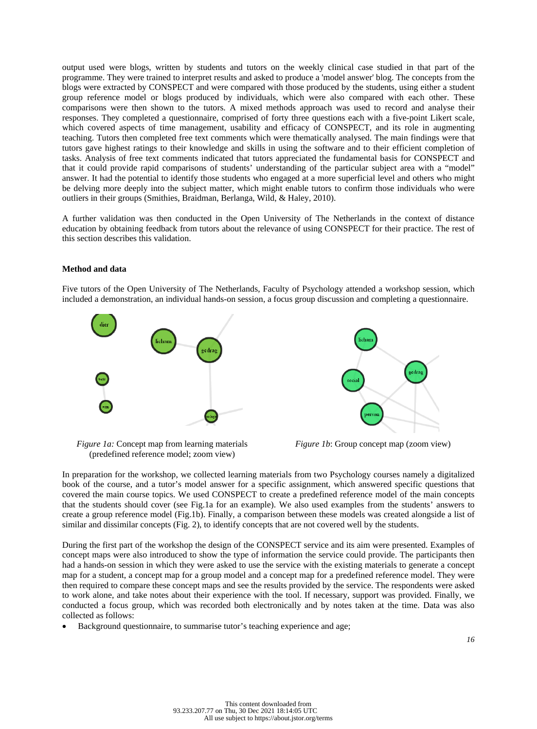output used were blogs, written by students and tutors on the weekly clinical case studied in that part of the programme. They were trained to interpret results and asked to produce a 'model answer' blog. The concepts from the blogs were extracted by CONSPECT and were compared with those produced by the students, using either a student group reference model or blogs produced by individuals, which were also compared with each other. These comparisons were then shown to the tutors. A mixed methods approach was used to record and analyse their responses. They completed a questionnaire, comprised of forty three questions each with a five-point Likert scale, which covered aspects of time management, usability and efficacy of CONSPECT, and its role in augmenting teaching. Tutors then completed free text comments which were thematically analysed. The main findings were that tutors gave highest ratings to their knowledge and skills in using the software and to their efficient completion of tasks. Analysis of free text comments indicated that tutors appreciated the fundamental basis for CONSPECT and that it could provide rapid comparisons of students' understanding of the particular subject area with a "model" answer. It had the potential to identify those students who engaged at a more superficial level and others who might be delving more deeply into the subject matter, which might enable tutors to confirm those individuals who were outliers in their groups (Smithies, Braidman, Berlanga, Wild, & Haley, 2010).

A further validation was then conducted in the Open University of The Netherlands in the context of distance education by obtaining feedback from tutors about the relevance of using CONSPECT for their practice. The rest of this section describes this validation.

**Method and data**

Five tutors of the Open University of The Netherlands, Faculty of Psychology attended a workshop session, which included a demonstration, an individual hands-on session, a focus group discussion and completing a questionnaire.

*Figure 1a:* Concept map from learning materials (predefined reference model; zoom view)

*Figure 1b*: Group concept map (zoom view)

In preparation for the workshop, we collected learning materials from two Psychology courses namely a digitalized book of the course, and a tutor's model answer for a specific assignment, which answered specific questions that covered the main course topics. We used CONSPECT to create a predefined reference model of the main concepts that the students should cover (see Fig.1a for an example). We also used examples from the students' answers to create a group reference model (Fig.1b). Finally, a comparison between these models was created alongside a list of similar and dissimilar concepts (Fig. 2), to identify concepts that are not covered well by the students.

During the first part of the workshop the design of the CONSPECT service and its aim were presented. Examples of concept maps were also introduced to show the type of information the service could provide. The participants then had a hands-on session in which they were asked to use the service with the existing materials to generate a concept map for a student, a concept map for a group model and a concept map for a predefined reference model. They were then required to compare these concept maps and see the results provided by the service. The respondents were asked to work alone, and take notes about their experience with the tool. If necessary, support was provided. Finally, we conducted a focus group, which was recorded both electronically and by notes taken at the time. Data was also collected as follows:

- Background questionnaire, to summarise tutor's teaching experience and age;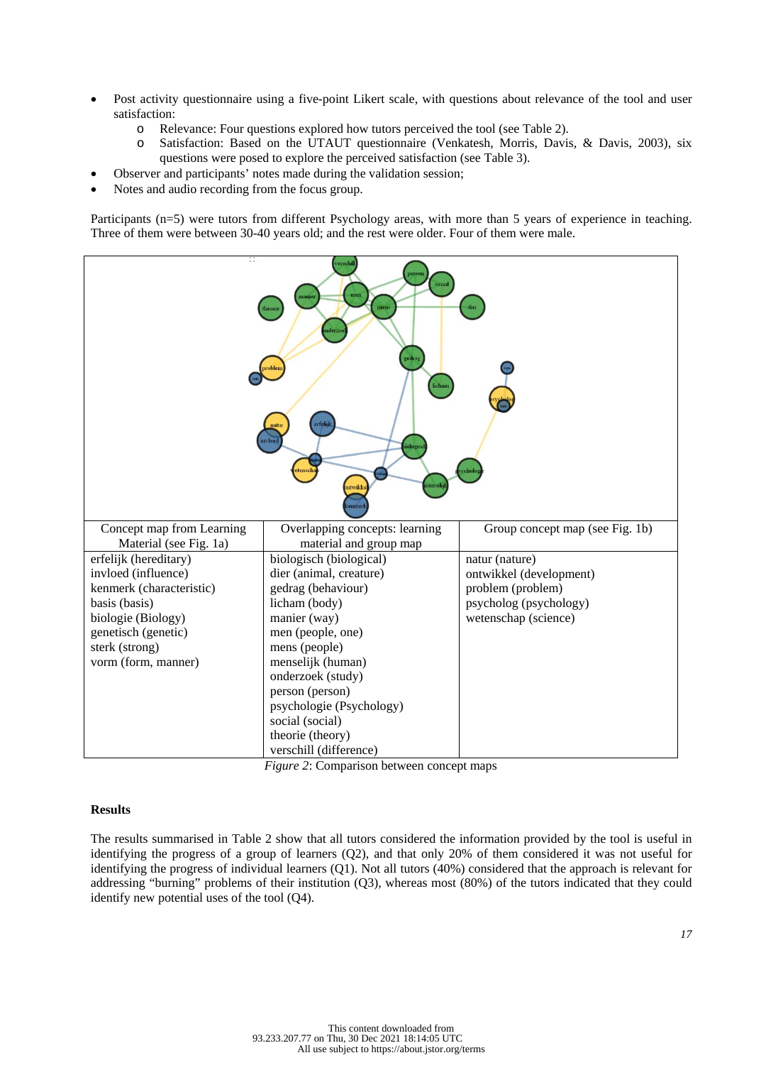- Post activity questionnaire using a five-point Likert scale, with questions about relevance of the tool and user satisfaction:
  - Relevance: Four questions explored how tutors perceived the tool (see Table 2).
  - Satisfaction: Based on the UTAUT questionnaire (Venkatesh, Morris, Davis, & Davis, 2003), six questions were posed to explore the perceived satisfaction (see Table 3).
- Observer and participants' notes made during the validation session;
- Notes and audio recording from the focus group.

Participants (n=5) were tutors from different Psychology areas, with more than 5 years of experience in teaching. Three of them were between 30-40 years old; and the rest were older. Four of them were male.

| Concept map from Learning Material (see Fig. 1a) | Overlapping concepts: learning material and group map | Group concept map (see Fig. 1b) |
|---|---|---|
| erfelijk (hereditary)<br>invloed (influence)<br>kenmerk (characteristic)<br>basis (basis)<br>biologie (Biology)<br>genetisch (genetic)<br>sterk (strong)<br>vorm (form, manner) | biologisch (biological)<br>dier (animal, creature)<br>gedrag (behaviour)<br>licham (body)<br>manier (way)<br>men (people, one)<br>mens (people)<br>menselijk (human)<br>onderzoek (study)<br>person (person)<br>psychologie (Psychology)<br>social (social)<br>theorie (theory)<br>verschill (difference) | natur (nature)<br>ontwikkel (development)<br>problem (problem)<br>psycholog (psychology)<br>wetenschap (science) |

*Figure 2*: Comparison between concept maps

**Results**

The results summarised in Table 2 show that all tutors considered the information provided by the tool is useful in identifying the progress of a group of learners (Q2), and that only 20% of them considered it was not useful for identifying the progress of individual learners (Q1). Not all tutors (40%) considered that the approach is relevant for addressing "burning" problems of their institution (Q3), whereas most (80%) of the tutors indicated that they could identify new potential uses of the tool (Q4).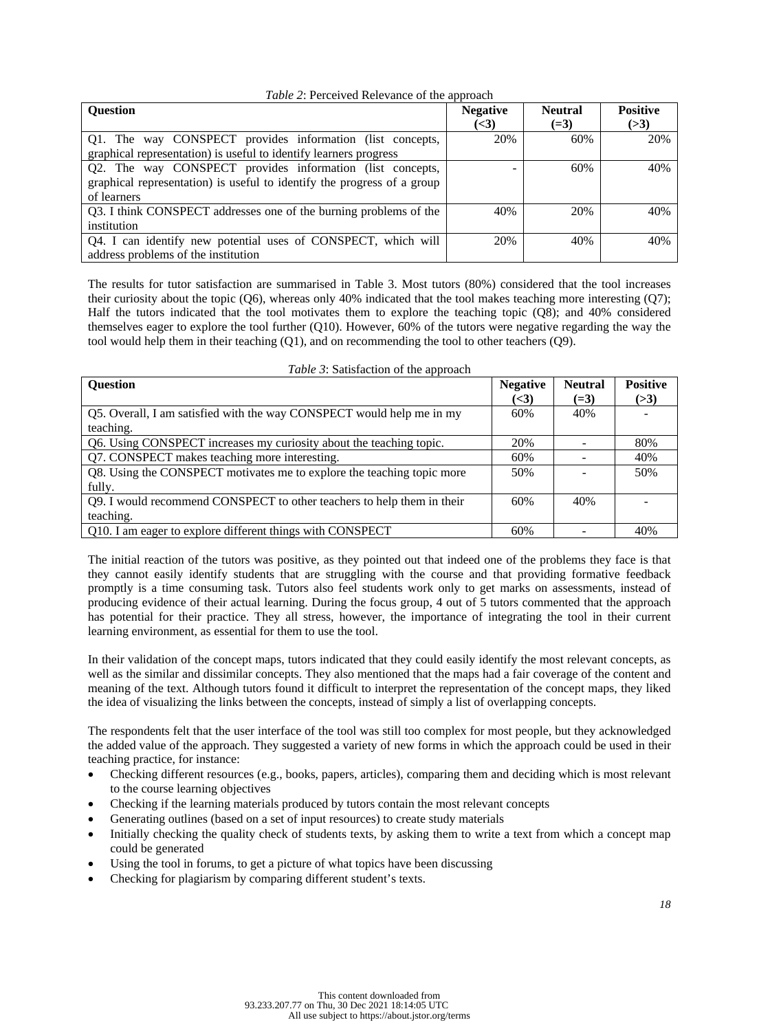*Table 2*: Perceived Relevance of the approach

| Question | Negative (<3) | Neutral (=3) | Positive (>3) |
|---|---|---|---|
| Q1. The way CONSPECT provides information (list concepts, graphical representation) is useful to identify learners progress | 20% | 60% | 20% |
| Q2. The way CONSPECT provides information (list concepts, graphical representation) is useful to identify the progress of a group of learners | - | 60% | 40% |
| Q3. I think CONSPECT addresses one of the burning problems of the institution | 40% | 20% | 40% |
| Q4. I can identify new potential uses of CONSPECT, which will address problems of the institution | 20% | 40% | 40% |

The results for tutor satisfaction are summarised in Table 3. Most tutors (80%) considered that the tool increases their curiosity about the topic (Q6), whereas only 40% indicated that the tool makes teaching more interesting (Q7); Half the tutors indicated that the tool motivates them to explore the teaching topic (Q8); and 40% considered themselves eager to explore the tool further (Q10). However, 60% of the tutors were negative regarding the way the tool would help them in their teaching (Q1), and on recommending the tool to other teachers (Q9).

*Table 3*: Satisfaction of the approach

| Question | Negative (<3) | Neutral (=3) | Positive (>3) |
|---|---|---|---|
| Q5. Overall, I am satisfied with the way CONSPECT would help me in my teaching. | 60% | 40% | - |
| Q6. Using CONSPECT increases my curiosity about the teaching topic. | 20% | - | 80% |
| Q7. CONSPECT makes teaching more interesting. | 60% | - | 40% |
| Q8. Using the CONSPECT motivates me to explore the teaching topic more fully. | 50% | - | 50% |
| Q9. I would recommend CONSPECT to other teachers to help them in their teaching. | 60% | 40% | - |
| Q10. I am eager to explore different things with CONSPECT | 60% | - | 40% |

The initial reaction of the tutors was positive, as they pointed out that indeed one of the problems they face is that they cannot easily identify students that are struggling with the course and that providing formative feedback promptly is a time consuming task. Tutors also feel students work only to get marks on assessments, instead of producing evidence of their actual learning. During the focus group, 4 out of 5 tutors commented that the approach has potential for their practice. They all stress, however, the importance of integrating the tool in their current learning environment, as essential for them to use the tool.

In their validation of the concept maps, tutors indicated that they could easily identify the most relevant concepts, as well as the similar and dissimilar concepts. They also mentioned that the maps had a fair coverage of the content and meaning of the text. Although tutors found it difficult to interpret the representation of the concept maps, they liked the idea of visualizing the links between the concepts, instead of simply a list of overlapping concepts.

The respondents felt that the user interface of the tool was still too complex for most people, but they acknowledged the added value of the approach. They suggested a variety of new forms in which the approach could be used in their teaching practice, for instance:

- Checking different resources (e.g., books, papers, articles), comparing them and deciding which is most relevant to the course learning objectives
- Checking if the learning materials produced by tutors contain the most relevant concepts
- Generating outlines (based on a set of input resources) to create study materials
- Initially checking the quality check of students texts, by asking them to write a text from which a concept map could be generated
- Using the tool in forums, to get a picture of what topics have been discussing
- Checking for plagiarism by comparing different student's texts.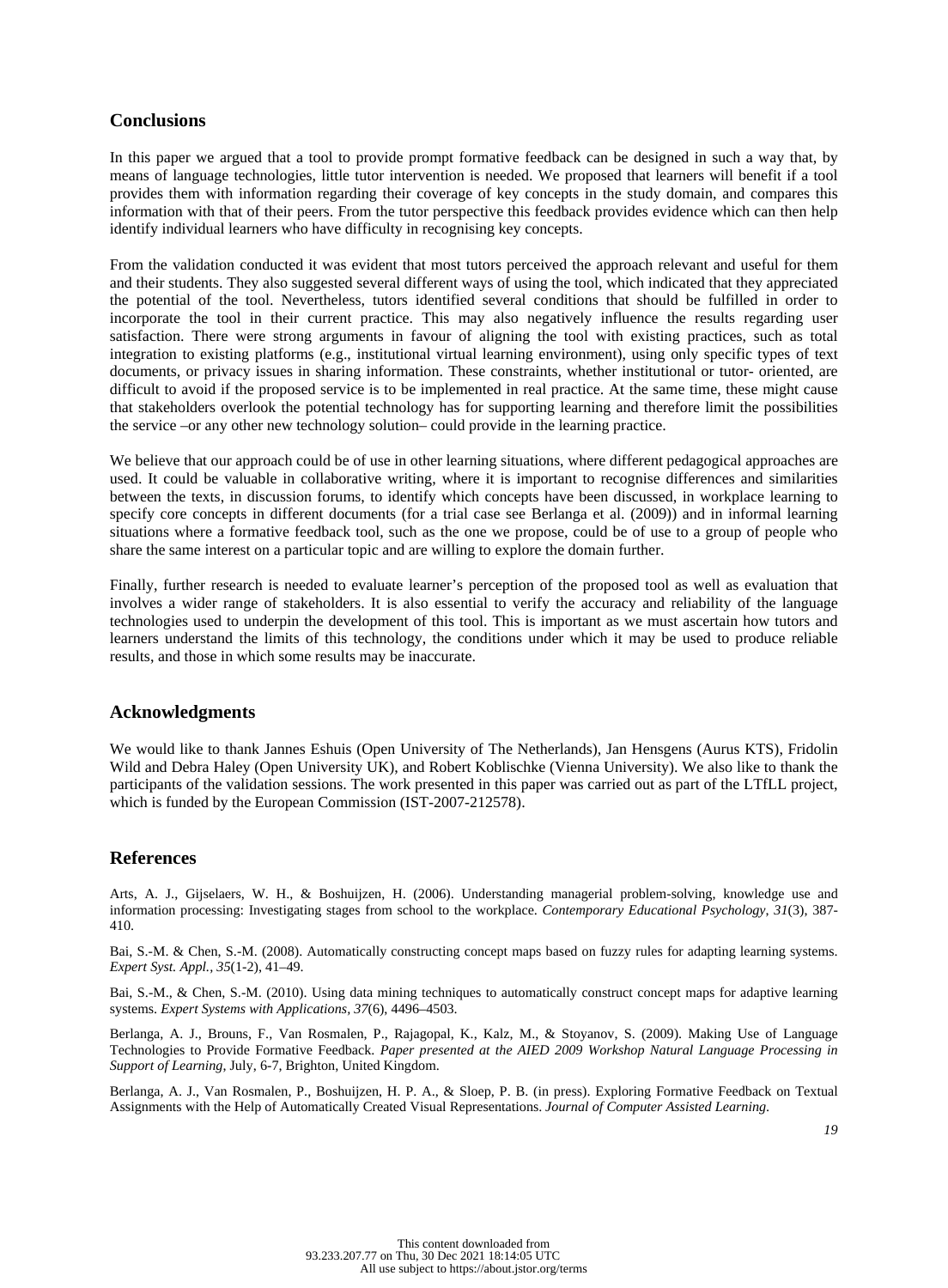## Conclusions

In this paper we argued that a tool to provide prompt formative feedback can be designed in such a way that, by means of language technologies, little tutor intervention is needed. We proposed that learners will benefit if a tool provides them with information regarding their coverage of key concepts in the study domain, and compares this information with that of their peers. From the tutor perspective this feedback provides evidence which can then help identify individual learners who have difficulty in recognising key concepts.

From the validation conducted it was evident that most tutors perceived the approach relevant and useful for them and their students. They also suggested several different ways of using the tool, which indicated that they appreciated the potential of the tool. Nevertheless, tutors identified several conditions that should be fulfilled in order to incorporate the tool in their current practice. This may also negatively influence the results regarding user satisfaction. There were strong arguments in favour of aligning the tool with existing practices, such as total integration to existing platforms (e.g., institutional virtual learning environment), using only specific types of text documents, or privacy issues in sharing information. These constraints, whether institutional or tutor- oriented, are difficult to avoid if the proposed service is to be implemented in real practice. At the same time, these might cause that stakeholders overlook the potential technology has for supporting learning and therefore limit the possibilities the service –or any other new technology solution– could provide in the learning practice.

We believe that our approach could be of use in other learning situations, where different pedagogical approaches are used. It could be valuable in collaborative writing, where it is important to recognise differences and similarities between the texts, in discussion forums, to identify which concepts have been discussed, in workplace learning to specify core concepts in different documents (for a trial case see Berlanga et al. (2009)) and in informal learning situations where a formative feedback tool, such as the one we propose, could be of use to a group of people who share the same interest on a particular topic and are willing to explore the domain further.

Finally, further research is needed to evaluate learner's perception of the proposed tool as well as evaluation that involves a wider range of stakeholders. It is also essential to verify the accuracy and reliability of the language technologies used to underpin the development of this tool. This is important as we must ascertain how tutors and learners understand the limits of this technology, the conditions under which it may be used to produce reliable results, and those in which some results may be inaccurate.

## Acknowledgments

We would like to thank Jannes Eshuis (Open University of The Netherlands), Jan Hensgens (Aurus KTS), Fridolin Wild and Debra Haley (Open University UK), and Robert Koblischke (Vienna University). We also like to thank the participants of the validation sessions. The work presented in this paper was carried out as part of the LTfLL project, which is funded by the European Commission (IST-2007-212578).

## References

Arts, A. J., Gijselaers, W. H., & Boshuijzen, H. (2006). Understanding managerial problem-solving, knowledge use and information processing: Investigating stages from school to the workplace. *Contemporary Educational Psychology, 31*(3), 387-410.

Bai, S.-M. & Chen, S.-M. (2008). Automatically constructing concept maps based on fuzzy rules for adapting learning systems. *Expert Syst. Appl., 35*(1-2), 41–49.

Bai, S.-M., & Chen, S.-M. (2010). Using data mining techniques to automatically construct concept maps for adaptive learning systems. *Expert Systems with Applications, 37*(6), 4496–4503.

Berlanga, A. J., Brouns, F., Van Rosmalen, P., Rajagopal, K., Kalz, M., & Stoyanov, S. (2009). Making Use of Language Technologies to Provide Formative Feedback. *Paper presented at the AIED 2009 Workshop Natural Language Processing in Support of Learning*, July, 6-7, Brighton, United Kingdom.

Berlanga, A. J., Van Rosmalen, P., Boshuijzen, H. P. A., & Sloep, P. B. (in press). Exploring Formative Feedback on Textual Assignments with the Help of Automatically Created Visual Representations. *Journal of Computer Assisted Learning.*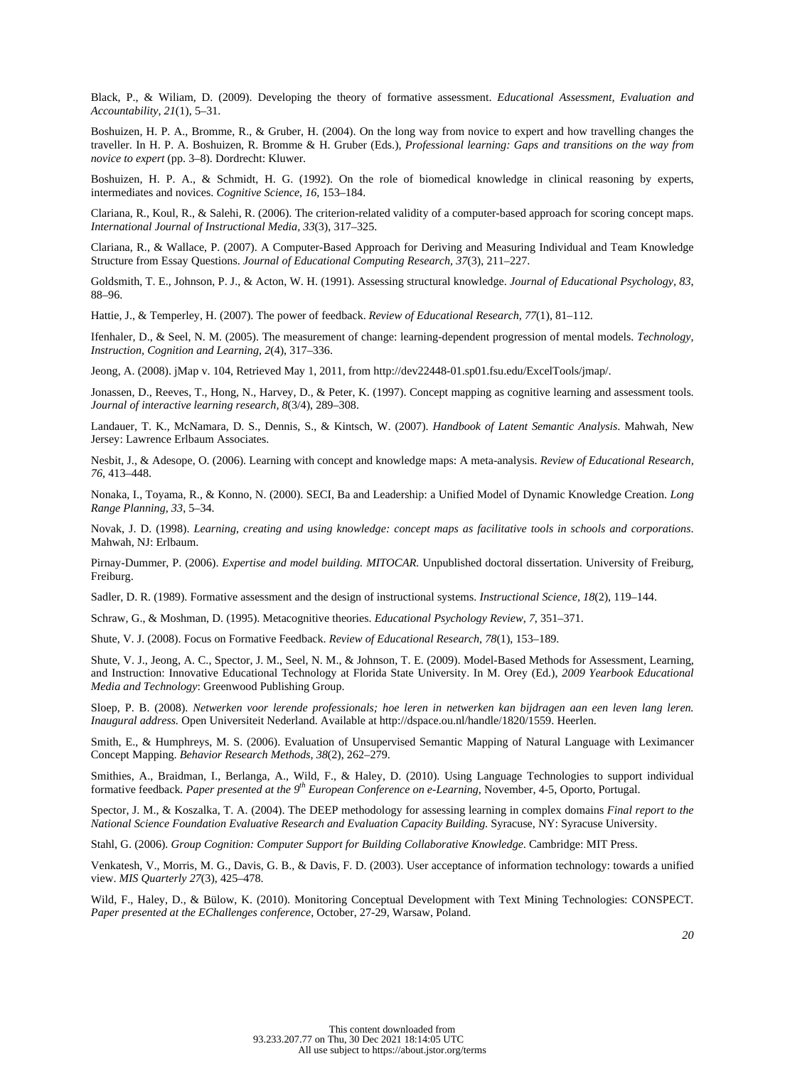Black, P., & Wiliam, D. (2009). Developing the theory of formative assessment. *Educational Assessment, Evaluation and Accountability, 21*(1), 5–31.

Boshuizen, H. P. A., Bromme, R., & Gruber, H. (2004). On the long way from novice to expert and how travelling changes the traveller. In H. P. A. Boshuizen, R. Bromme & H. Gruber (Eds.), *Professional learning: Gaps and transitions on the way from novice to expert* (pp. 3–8). Dordrecht: Kluwer.

Boshuizen, H. P. A., & Schmidt, H. G. (1992). On the role of biomedical knowledge in clinical reasoning by experts, intermediates and novices. *Cognitive Science, 16*, 153–184.

Clariana, R., Koul, R., & Salehi, R. (2006). The criterion-related validity of a computer-based approach for scoring concept maps. *International Journal of Instructional Media, 33*(3), 317–325.

Clariana, R., & Wallace, P. (2007). A Computer-Based Approach for Deriving and Measuring Individual and Team Knowledge Structure from Essay Questions. *Journal of Educational Computing Research, 37*(3), 211–227.

Goldsmith, T. E., Johnson, P. J., & Acton, W. H. (1991). Assessing structural knowledge. *Journal of Educational Psychology, 83*, 88–96.

Hattie, J., & Temperley, H. (2007). The power of feedback. *Review of Educational Research, 77*(1), 81–112.

Ifenhaler, D., & Seel, N. M. (2005). The measurement of change: learning-dependent progression of mental models. *Technology, Instruction, Cognition and Learning, 2*(4), 317–336.

Jeong, A. (2008). jMap v. 104, Retrieved May 1, 2011, from http://dev22448-01.sp01.fsu.edu/ExcelTools/jmap/.

Jonassen, D., Reeves, T., Hong, N., Harvey, D., & Peter, K. (1997). Concept mapping as cognitive learning and assessment tools. *Journal of interactive learning research, 8*(3/4), 289–308.

Landauer, T. K., McNamara, D. S., Dennis, S., & Kintsch, W. (2007). *Handbook of Latent Semantic Analysis*. Mahwah, New Jersey: Lawrence Erlbaum Associates.

Nesbit, J., & Adesope, O. (2006). Learning with concept and knowledge maps: A meta-analysis. *Review of Educational Research, 76*, 413–448.

Nonaka, I., Toyama, R., & Konno, N. (2000). SECI, Ba and Leadership: a Unified Model of Dynamic Knowledge Creation. *Long Range Planning, 33*, 5–34.

Novak, J. D. (1998). *Learning, creating and using knowledge: concept maps as facilitative tools in schools and corporations*. Mahwah, NJ: Erlbaum.

Pirnay-Dummer, P. (2006). *Expertise and model building. MITOCAR.* Unpublished doctoral dissertation. University of Freiburg, Freiburg.

Sadler, D. R. (1989). Formative assessment and the design of instructional systems. *Instructional Science, 18*(2), 119–144.

Schraw, G., & Moshman, D. (1995). Metacognitive theories. *Educational Psychology Review, 7*, 351–371.

Shute, V. J. (2008). Focus on Formative Feedback. *Review of Educational Research, 78*(1), 153–189.

Shute, V. J., Jeong, A. C., Spector, J. M., Seel, N. M., & Johnson, T. E. (2009). Model-Based Methods for Assessment, Learning, and Instruction: Innovative Educational Technology at Florida State University. In M. Orey (Ed.), *2009 Yearbook Educational Media and Technology*: Greenwood Publishing Group.

Sloep, P. B. (2008). *Netwerken voor lerende professionals; hoe leren in netwerken kan bijdragen aan een leven lang leren. Inaugural address.* Open Universiteit Nederland. Available at http://dspace.ou.nl/handle/1820/1559. Heerlen.

Smith, E., & Humphreys, M. S. (2006). Evaluation of Unsupervised Semantic Mapping of Natural Language with Leximancer Concept Mapping. *Behavior Research Methods, 38*(2), 262–279.

Smithies, A., Braidman, I., Berlanga, A., Wild, F., & Haley, D. (2010). Using Language Technologies to support individual formative feedback. *Paper presented at the 9th European Conference on e-Learning*, November, 4-5, Oporto, Portugal.

Spector, J. M., & Koszalka, T. A. (2004). The DEEP methodology for assessing learning in complex domains *Final report to the National Science Foundation Evaluative Research and Evaluation Capacity Building.* Syracuse, NY: Syracuse University.

Stahl, G. (2006). *Group Cognition: Computer Support for Building Collaborative Knowledge*. Cambridge: MIT Press.

Venkatesh, V., Morris, M. G., Davis, G. B., & Davis, F. D. (2003). User acceptance of information technology: towards a unified view. *MIS Quarterly 27*(3), 425–478.

Wild, F., Haley, D., & Bülow, K. (2010). Monitoring Conceptual Development with Text Mining Technologies: CONSPECT. *Paper presented at the EChallenges conference*, October, 27-29, Warsaw, Poland.